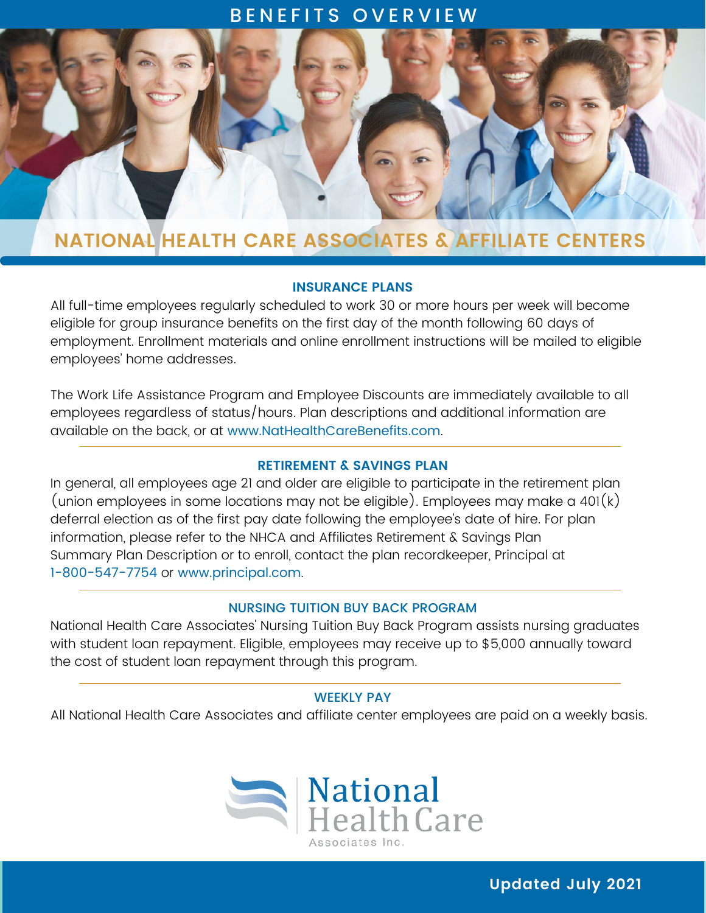# BENEFITS OVERVIEW

## NATIONAL HEALTH CARE ASSOCIATES & AFFILIATE CENTERS

### INSURANCE PLANS

All full-time employees regularly scheduled to work 30 or more hours per week will become eligible for group insurance benefits on the first day of the month following 60 days of employment. Enrollment materials and online enrollment instructions will be mailed to eligible employees' home addresses.

The Work Life Assistance Program and Employee Discounts are immediately available to all employees regardless of status/hours. Plan descriptions and additional information are available on the back, or at www.NatHealthCareBenefits.com.

---

### RETIREMENT & SAVINGS PLAN

In general, all employees age 21 and older are eligible to participate in the retirement plan (union employees in some locations may not be eligible). Employees may make a 401(k) deferral election as of the first pay date following the employee's date of hire. For plan information, please refer to the NHCA and Affiliates Retirement & Savings Plan Summary Plan Description or to enroll, contact the plan recordkeeper, Principal at 1-800-547-7754 or www.principal.com.

---

### NURSING TUITION BUY BACK PROGRAM

National Health Care Associates' Nursing Tuition Buy Back Program assists nursing graduates with student loan repayment. Eligible, employees may receive up to $5,000 annually toward the cost of student loan repayment through this program.

---

### WEEKLY PAY

All National Health Care Associates and affiliate center employees are paid on a weekly basis.

National Health Care Associates Inc.

Updated July 2021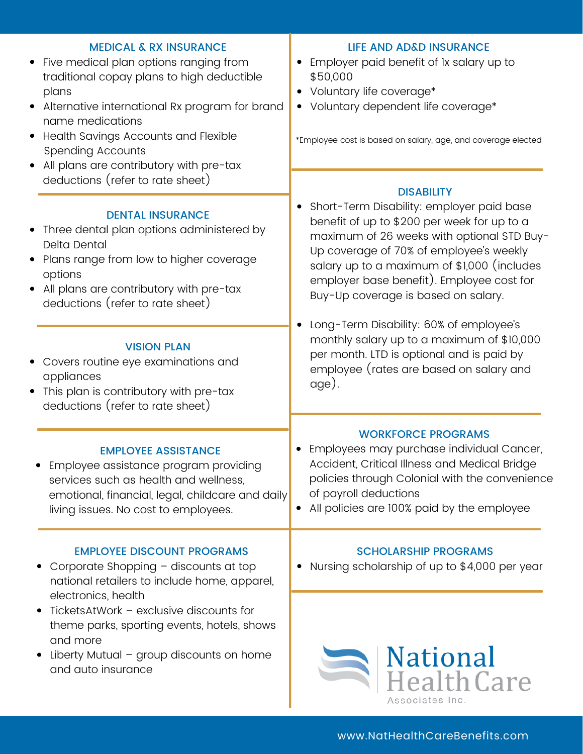## MEDICAL & RX INSURANCE

- Five medical plan options ranging from traditional copay plans to high deductible plans
- Alternative international Rx program for brand name medications
- Health Savings Accounts and Flexible Spending Accounts
- All plans are contributory with pre-tax deductions (refer to rate sheet)

## DENTAL INSURANCE

- Three dental plan options administered by Delta Dental
- Plans range from low to higher coverage options
- All plans are contributory with pre-tax deductions (refer to rate sheet)

## VISION PLAN

- Covers routine eye examinations and appliances
- This plan is contributory with pre-tax deductions (refer to rate sheet)

## EMPLOYEE ASSISTANCE

- Employee assistance program providing services such as health and wellness, emotional, financial, legal, childcare and daily living issues. No cost to employees.

## EMPLOYEE DISCOUNT PROGRAMS

- Corporate Shopping – discounts at top national retailers to include home, apparel, electronics, health
- TicketsAtWork – exclusive discounts for theme parks, sporting events, hotels, shows and more
- Liberty Mutual – group discounts on home and auto insurance

## LIFE AND AD&D INSURANCE

- Employer paid benefit of 1x salary up to $50,000
- Voluntary life coverage*
- Voluntary dependent life coverage*

*Employee cost is based on salary, age, and coverage elected

## DISABILITY

- Short-Term Disability: employer paid base benefit of up to $200 per week for up to a maximum of 26 weeks with optional STD Buy-Up coverage of 70% of employee's weekly salary up to a maximum of $1,000 (includes employer base benefit). Employee cost for Buy-Up coverage is based on salary.
- Long-Term Disability: 60% of employee's monthly salary up to a maximum of $10,000 per month. LTD is optional and is paid by employee (rates are based on salary and age).

## WORKFORCE PROGRAMS

- Employees may purchase individual Cancer, Accident, Critical Illness and Medical Bridge policies through Colonial with the convenience of payroll deductions
- All policies are 100% paid by the employee

## SCHOLARSHIP PROGRAMS

- Nursing scholarship of up to $4,000 per year

National Health Care Associates Inc.

www.NatHealthCareBenefits.com